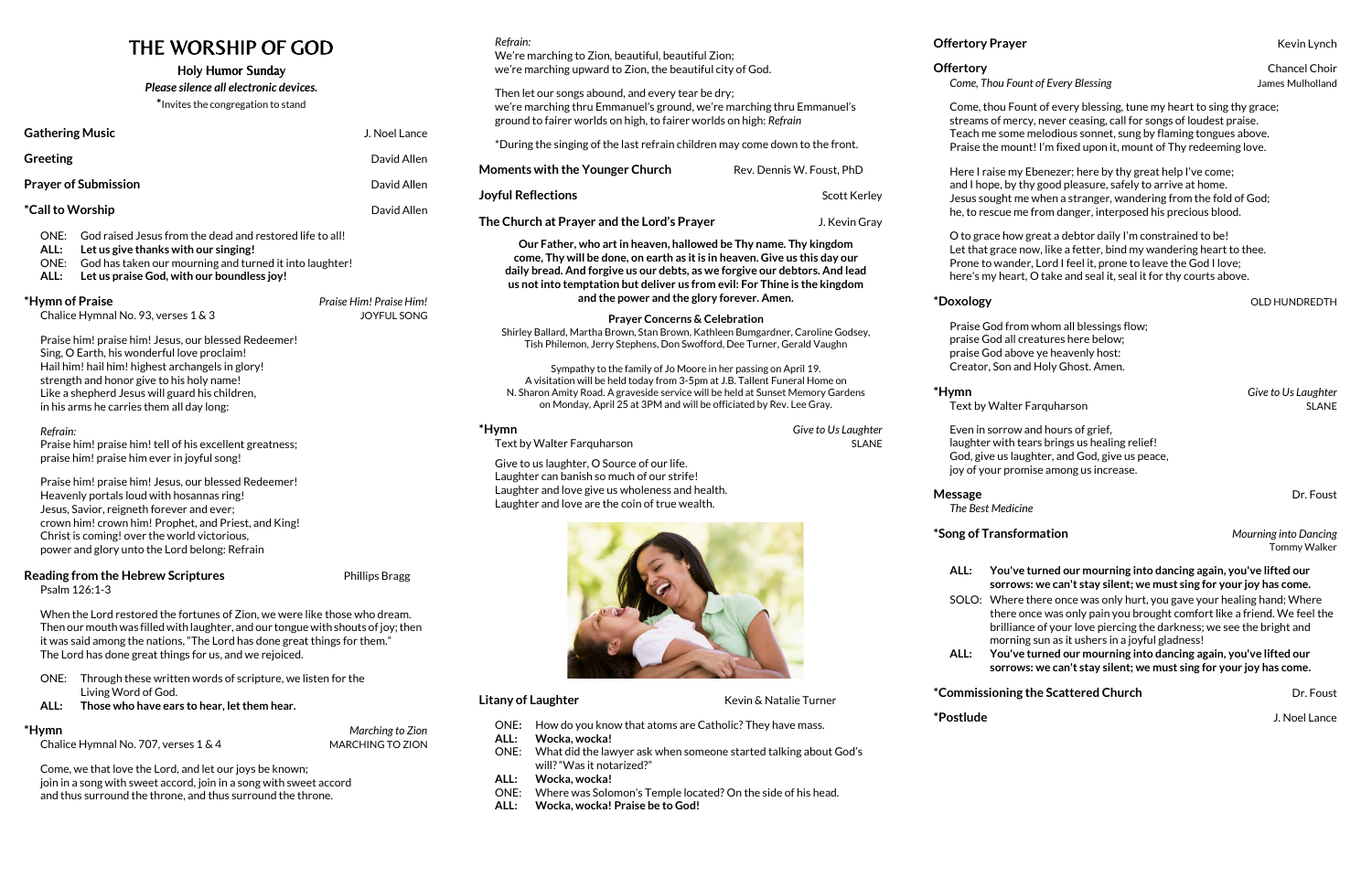# THE WORSHIP OF GOD

**Holy Humor Sunday**

***Please silence all electronic devices.***

*Invites the congregation to stand

**Gathering Music** — J. Noel Lance

**Greeting** — David Allen

**Prayer of Submission** — David Allen

***Call to Worship** — David Allen

ONE: God raised Jesus from the dead and restored life to all!
**ALL: Let us give thanks with our singing!**
ONE: God has taken our mourning and turned it into laughter!
**ALL: Let us praise God, with our boundless joy!**

***Hymn of Praise** — *Praise Him! Praise Him!*
Chalice Hymnal No. 93, verses 1 & 3 — JOYFUL SONG

Praise him! praise him! Jesus, our blessed Redeemer!
Sing, O Earth, his wonderful love proclaim!
Hail him! hail him! highest archangels in glory!
strength and honor give to his holy name!
Like a shepherd Jesus will guard his children,
in his arms he carries them all day long:

*Refrain:*
Praise him! praise him! tell of his excellent greatness;
praise him! praise him ever in joyful song!

Praise him! praise him! Jesus, our blessed Redeemer!
Heavenly portals loud with hosannas ring!
Jesus, Savior, reigneth forever and ever;
crown him! crown him! Prophet, and Priest, and King!
Christ is coming! over the world victorious,
power and glory unto the Lord belong: Refrain

**Reading from the Hebrew Scriptures** — Phillips Bragg
Psalm 126:1-3

When the Lord restored the fortunes of Zion, we were like those who dream. Then our mouth was filled with laughter, and our tongue with shouts of joy; then it was said among the nations, "The Lord has done great things for them." The Lord has done great things for us, and we rejoiced.

ONE: Through these written words of scripture, we listen for the Living Word of God.
**ALL: Those who have ears to hear, let them hear.**

***Hymn** — *Marching to Zion*
Chalice Hymnal No. 707, verses 1 & 4 — MARCHING TO ZION

Come, we that love the Lord, and let our joys be known;
join in a song with sweet accord, join in a song with sweet accord
and thus surround the throne, and thus surround the throne.

*Refrain:*
We're marching to Zion, beautiful, beautiful Zion;
we're marching upward to Zion, the beautiful city of God.

Then let our songs abound, and every tear be dry;
we're marching thru Emmanuel's ground, we're marching thru Emmanuel's ground to fairer worlds on high, to fairer worlds on high: *Refrain*

*During the singing of the last refrain children may come down to the front.

**Moments with the Younger Church** — Rev. Dennis W. Foust, PhD

**Joyful Reflections** — Scott Kerley

**The Church at Prayer and the Lord's Prayer** — J. Kevin Gray

**Our Father, who art in heaven, hallowed be Thy name. Thy kingdom come, Thy will be done, on earth as it is in heaven. Give us this day our daily bread. And forgive us our debts, as we forgive our debtors. And lead us not into temptation but deliver us from evil: For Thine is the kingdom and the power and the glory forever. Amen.**

**Prayer Concerns & Celebration**
Shirley Ballard, Martha Brown, Stan Brown, Kathleen Bumgardner, Caroline Godsey, Tish Philemon, Jerry Stephens, Don Swofford, Dee Turner, Gerald Vaughn

Sympathy to the family of Jo Moore in her passing on April 19. A visitation will be held today from 3-5pm at J.B. Tallent Funeral Home on N. Sharon Amity Road. A graveside service will be held at Sunset Memory Gardens on Monday, April 25 at 3PM and will be officiated by Rev. Lee Gray.

***Hymn** — *Give to Us Laughter*
Text by Walter Farquharson — SLANE

Give to us laughter, O Source of our life.
Laughter can banish so much of our strife!
Laughter and love give us wholeness and health.
Laughter and love are the coin of true wealth.

**Litany of Laughter** — Kevin & Natalie Turner

ONE: How do you know that atoms are Catholic? They have mass.
**ALL: Wocka, wocka!**
ONE: What did the lawyer ask when someone started talking about God's will? "Was it notarized?"
**ALL: Wocka, wocka!**
ONE: Where was Solomon's Temple located? On the side of his head.
**ALL: Wocka, wocka! Praise be to God!**

**Offertory Prayer** — Kevin Lynch

**Offertory** — Chancel Choir
*Come, Thou Fount of Every Blessing* — James Mulholland

Come, thou Fount of every blessing, tune my heart to sing thy grace;
streams of mercy, never ceasing, call for songs of loudest praise.
Teach me some melodious sonnet, sung by flaming tongues above.
Praise the mount! I'm fixed upon it, mount of Thy redeeming love.

Here I raise my Ebenezer; here by thy great help I've come;
and I hope, by thy good pleasure, safely to arrive at home.
Jesus sought me when a stranger, wandering from the fold of God;
he, to rescue me from danger, interposed his precious blood.

O to grace how great a debtor daily I'm constrained to be!
Let that grace now, like a fetter, bind my wandering heart to thee.
Prone to wander, Lord I feel it, prone to leave the God I love;
here's my heart, O take and seal it, seal it for thy courts above.

***Doxology** — OLD HUNDREDTH

Praise God from whom all blessings flow;
praise God all creatures here below;
praise God above ye heavenly host:
Creator, Son and Holy Ghost. Amen.

***Hymn** — *Give to Us Laughter*
Text by Walter Farquharson — SLANE

Even in sorrow and hours of grief,
laughter with tears brings us healing relief!
God, give us laughter, and God, give us peace,
joy of your promise among us increase.

**Message** — Dr. Foust
*The Best Medicine*

***Song of Transformation** — *Mourning into Dancing*, Tommy Walker

**ALL: You've turned our mourning into dancing again, you've lifted our sorrows: we can't stay silent; we must sing for your joy has come.**
SOLO: Where there once was only hurt, you gave your healing hand; Where there once was only pain you brought comfort like a friend. We feel the brilliance of your love piercing the darkness; we see the bright and morning sun as it ushers in a joyful gladness!
**ALL: You've turned our mourning into dancing again, you've lifted our sorrows: we can't stay silent; we must sing for your joy has come.**

***Commissioning the Scattered Church** — Dr. Foust

***Postlude** — J. Noel Lance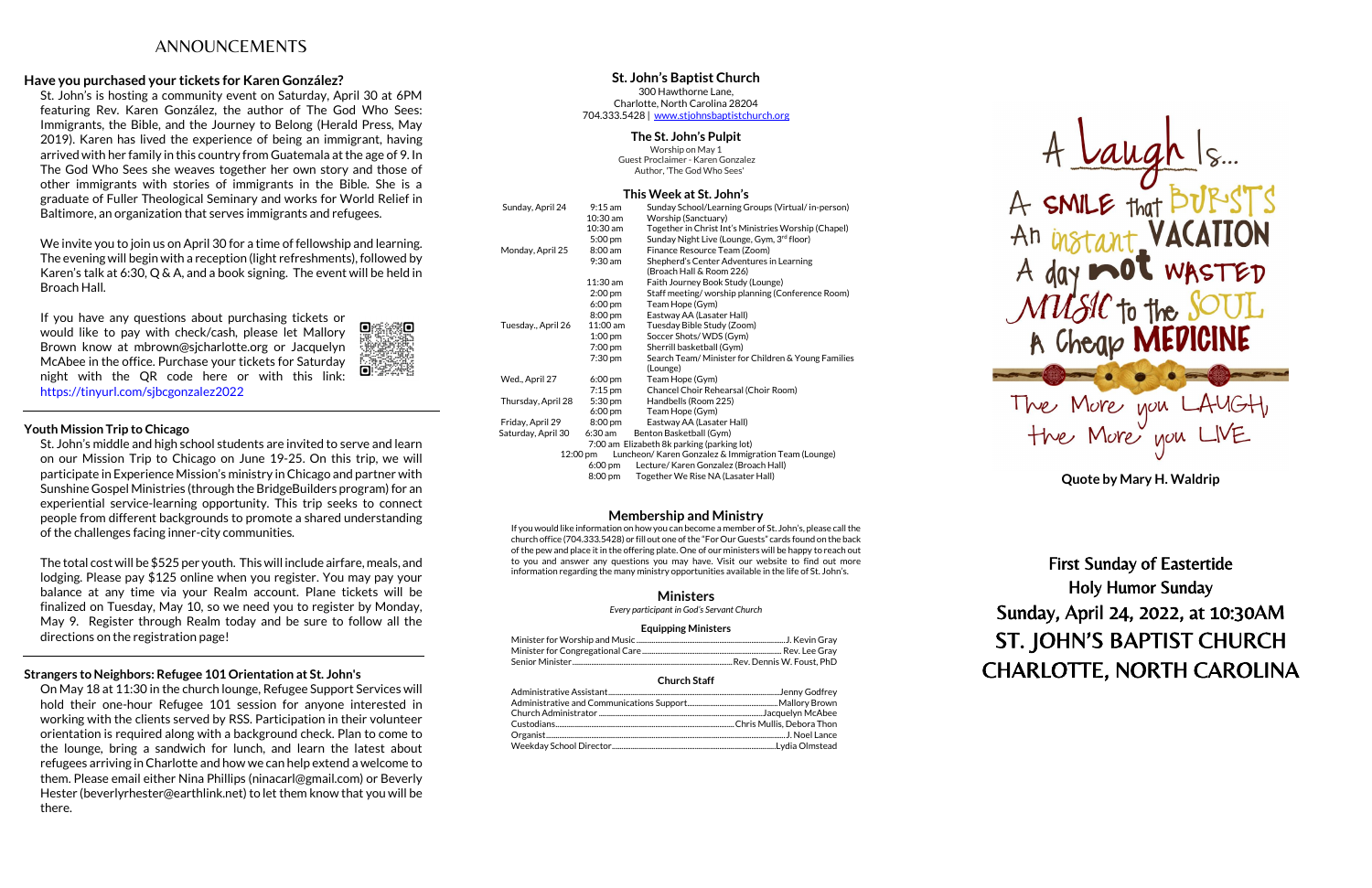# ANNOUNCEMENTS

### Have you purchased your tickets for Karen González?

St. John's is hosting a community event on Saturday, April 30 at 6PM featuring Rev. Karen González, the author of The God Who Sees: Immigrants, the Bible, and the Journey to Belong (Herald Press, May 2019). Karen has lived the experience of being an immigrant, having arrived with her family in this country from Guatemala at the age of 9. In The God Who Sees she weaves together her own story and those of other immigrants with stories of immigrants in the Bible. She is a graduate of Fuller Theological Seminary and works for World Relief in Baltimore, an organization that serves immigrants and refugees.

We invite you to join us on April 30 for a time of fellowship and learning. The evening will begin with a reception (light refreshments), followed by Karen's talk at 6:30, Q & A, and a book signing. The event will be held in Broach Hall.

If you have any questions about purchasing tickets or would like to pay with check/cash, please let Mallory Brown know at mbrown@sjcharlotte.org or Jacquelyn McAbee in the office. Purchase your tickets for Saturday night with the QR code here or with this link: https://tinyurl.com/sjbcgonzalez2022

### Youth Mission Trip to Chicago

St. John's middle and high school students are invited to serve and learn on our Mission Trip to Chicago on June 19-25. On this trip, we will participate in Experience Mission's ministry in Chicago and partner with Sunshine Gospel Ministries (through the BridgeBuilders program) for an experiential service-learning opportunity. This trip seeks to connect people from different backgrounds to promote a shared understanding of the challenges facing inner-city communities.

The total cost will be $525 per youth. This will include airfare, meals, and lodging. Please pay $125 online when you register. You may pay your balance at any time via your Realm account. Plane tickets will be finalized on Tuesday, May 10, so we need you to register by Monday, May 9. Register through Realm today and be sure to follow all the directions on the registration page!

### Strangers to Neighbors: Refugee 101 Orientation at St. John's

On May 18 at 11:30 in the church lounge, Refugee Support Services will hold their one-hour Refugee 101 session for anyone interested in working with the clients served by RSS. Participation in their volunteer orientation is required along with a background check. Plan to come to the lounge, bring a sandwich for lunch, and learn the latest about refugees arriving in Charlotte and how we can help extend a welcome to them. Please email either Nina Phillips (ninacarl@gmail.com) or Beverly Hester (beverlyrhester@earthlink.net) to let them know that you will be there.

## St. John's Baptist Church

300 Hawthorne Lane,
Charlotte, North Carolina 28204
704.333.5428 | www.stjohnsbaptistchurch.org

### The St. John's Pulpit

Worship on May 1
Guest Proclaimer - Karen Gonzalez
Author, 'The God Who Sees'

### This Week at St. John's

| | | |
|---|---|---|
| Sunday, April 24 | 9:15 am | Sunday School/Learning Groups (Virtual/ in-person) |
| | 10:30 am | Worship (Sanctuary) |
| | 10:30 am | Together in Christ Int's Ministries Worship (Chapel) |
| | 5:00 pm | Sunday Night Live (Lounge, Gym, 3rd floor) |
| Monday, April 25 | 8:00 am | Finance Resource Team (Zoom) |
| | 9:30 am | Shepherd's Center Adventures in Learning (Broach Hall & Room 226) |
| | 11:30 am | Faith Journey Book Study (Lounge) |
| | 2:00 pm | Staff meeting/ worship planning (Conference Room) |
| | 6:00 pm | Team Hope (Gym) |
| | 8:00 pm | Eastway AA (Lasater Hall) |
| Tuesday., April 26 | 11:00 am | Tuesday Bible Study (Zoom) |
| | 1:00 pm | Soccer Shots/ WDS (Gym) |
| | 7:00 pm | Sherrill basketball (Gym) |
| | 7:30 pm | Search Team/ Minister for Children & Young Families (Lounge) |
| Wed., April 27 | 6:00 pm | Team Hope (Gym) |
| | 7:15 pm | Chancel Choir Rehearsal (Choir Room) |
| Thursday, April 28 | 5:30 pm | Handbells (Room 225) |
| | 6:00 pm | Team Hope (Gym) |
| Friday, April 29 | 8:00 pm | Eastway AA (Lasater Hall) |
| Saturday, April 30 | 6:30 am | Benton Basketball (Gym) |
| | 7:00 am | Elizabeth 8k parking (parking lot) |
| | 12:00 pm | Luncheon/ Karen Gonzalez & Immigration Team (Lounge) |
| | 6:00 pm | Lecture/ Karen Gonzalez (Broach Hall) |
| | 8:00 pm | Together We Rise NA (Lasater Hall) |

### Membership and Ministry

If you would like information on how you can become a member of St. John's, please call the church office (704.333.5428) or fill out one of the "For Our Guests" cards found on the back of the pew and place it in the offering plate. One of our ministers will be happy to reach out to you and answer any questions you may have. Visit our website to find out more information regarding the many ministry opportunities available in the life of St. John's.

### Ministers

*Every participant in God's Servant Church*

**Equipping Ministers**

Minister for Worship and Music ....... J. Kevin Gray
Minister for Congregational Care ....... Rev. Lee Gray
Senior Minister ....... Rev. Dennis W. Foust, PhD

**Church Staff**

Administrative Assistant ....... Jenny Godfrey
Administrative and Communications Support ....... Mallory Brown
Church Administrator ....... Jacquelyn McAbee
Custodians ....... Chris Mullis, Debora Thon
Organist ....... J. Noel Lance
Weekday School Director ....... Lydia Olmstead

A Laugh Is...
A SMILE that BURSTS
An instant VACATION
A day not WASTED
MUSIC to the SOUL
A Cheap MEDICINE
The More you LAUGH, the More you LIVE

**Quote by Mary H. Waldrip**

## First Sunday of Eastertide
## Holy Humor Sunday
## Sunday, April 24, 2022, at 10:30AM
## ST. JOHN'S BAPTIST CHURCH
## CHARLOTTE, NORTH CAROLINA